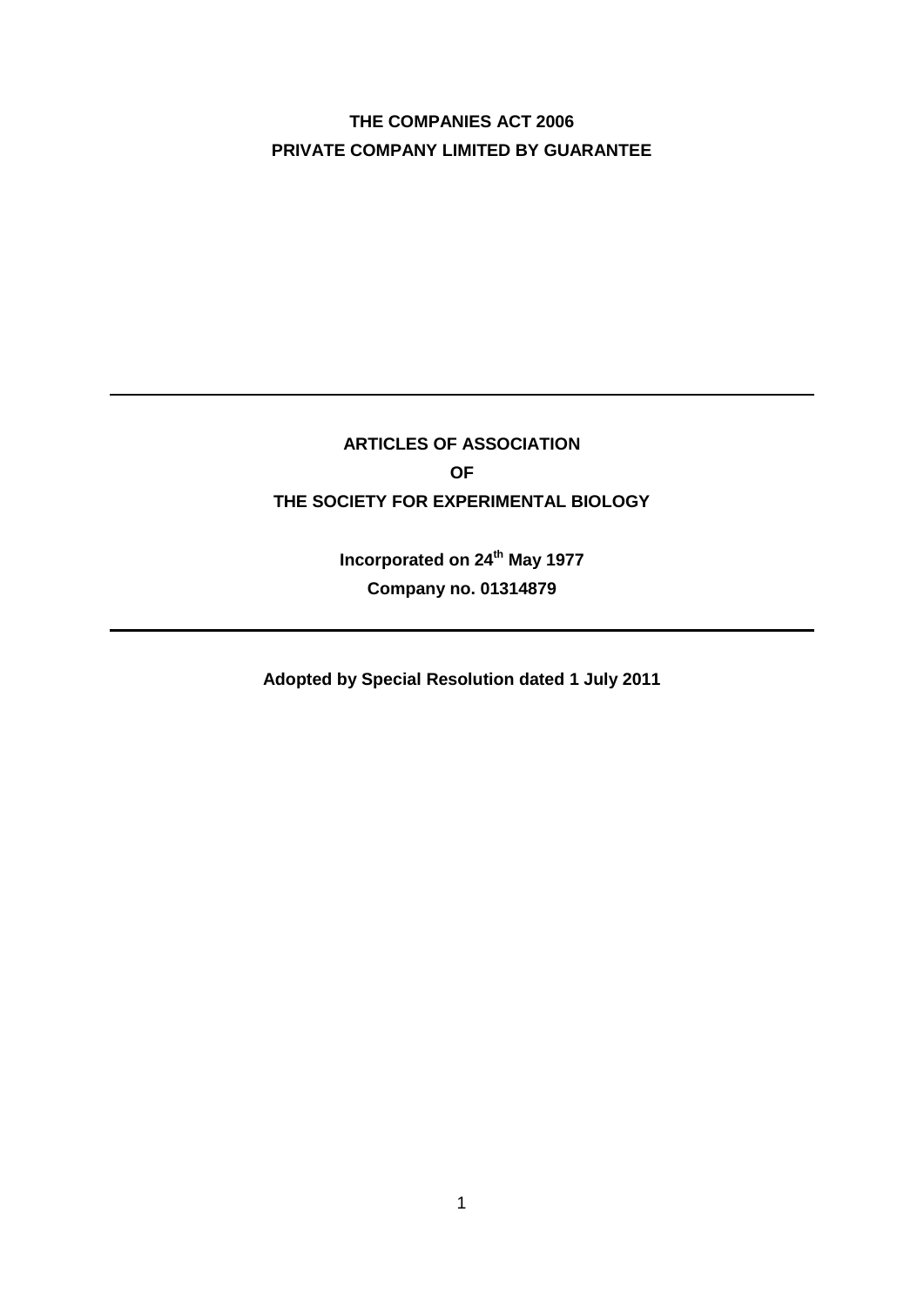**THE COMPANIES ACT 2006**

**PRIVATE COMPANY LIMITED BY GUARANTEE**

---

# ARTICLES OF ASSOCIATION OF THE SOCIETY FOR EXPERIMENTAL BIOLOGY

**Incorporated on 24th May 1977**

**Company no. 01314879**

---

**Adopted by Special Resolution dated 1 July 2011**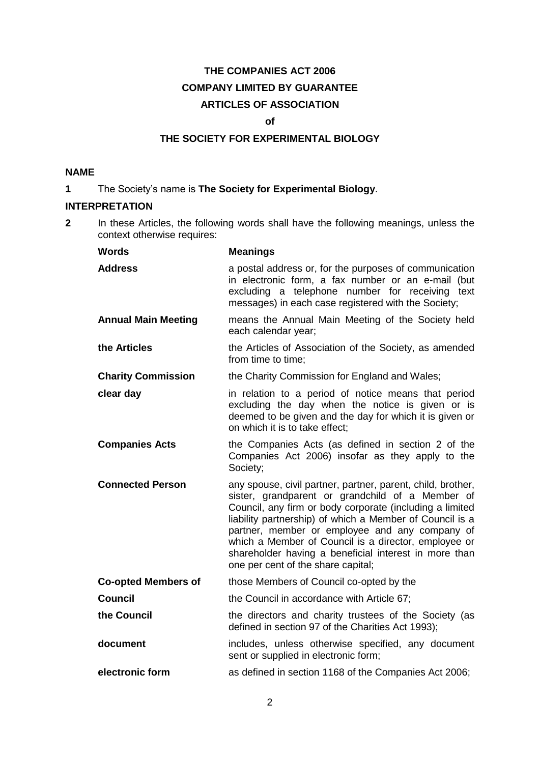# THE COMPANIES ACT 2006

## COMPANY LIMITED BY GUARANTEE

## ARTICLES OF ASSOCIATION

### of

## THE SOCIETY FOR EXPERIMENTAL BIOLOGY

### NAME

**1** The Society's name is **The Society for Experimental Biology**.

### INTERPRETATION

**2** In these Articles, the following words shall have the following meanings, unless the context otherwise requires:

| Words | Meanings |
|---|---|
| **Address** | a postal address or, for the purposes of communication in electronic form, a fax number or an e-mail (but excluding a telephone number for receiving text messages) in each case registered with the Society; |
| **Annual Main Meeting** | means the Annual Main Meeting of the Society held each calendar year; |
| **the Articles** | the Articles of Association of the Society, as amended from time to time; |
| **Charity Commission** | the Charity Commission for England and Wales; |
| **clear day** | in relation to a period of notice means that period excluding the day when the notice is given or is deemed to be given and the day for which it is given or on which it is to take effect; |
| **Companies Acts** | the Companies Acts (as defined in section 2 of the Companies Act 2006) insofar as they apply to the Society; |
| **Connected Person** | any spouse, civil partner, partner, parent, child, brother, sister, grandparent or grandchild of a Member of Council, any firm or body corporate (including a limited liability partnership) of which a Member of Council is a partner, member or employee and any company of which a Member of Council is a director, employee or shareholder having a beneficial interest in more than one per cent of the share capital; |
| **Co-opted Members of Council** | those Members of Council co-opted by the Council in accordance with Article 67; |
| **the Council** | the directors and charity trustees of the Society (as defined in section 97 of the Charities Act 1993); |
| **document** | includes, unless otherwise specified, any document sent or supplied in electronic form; |
| **electronic form** | as defined in section 1168 of the Companies Act 2006; |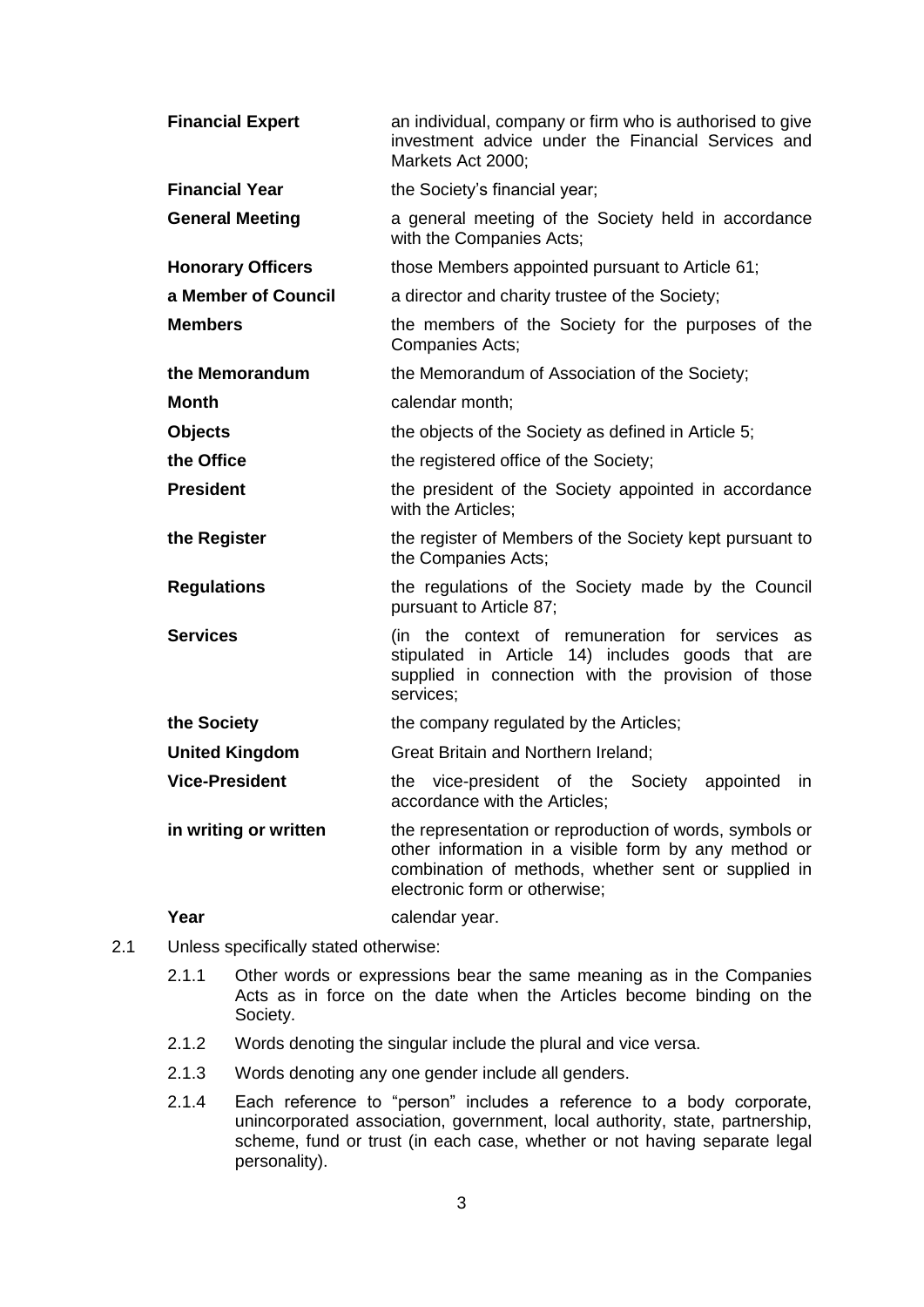| | |
|---|---|
| **Financial Expert** | an individual, company or firm who is authorised to give investment advice under the Financial Services and Markets Act 2000; |
| **Financial Year** | the Society's financial year; |
| **General Meeting** | a general meeting of the Society held in accordance with the Companies Acts; |
| **Honorary Officers** | those Members appointed pursuant to Article 61; |
| **a Member of Council** | a director and charity trustee of the Society; |
| **Members** | the members of the Society for the purposes of the Companies Acts; |
| **the Memorandum** | the Memorandum of Association of the Society; |
| **Month** | calendar month; |
| **Objects** | the objects of the Society as defined in Article 5; |
| **the Office** | the registered office of the Society; |
| **President** | the president of the Society appointed in accordance with the Articles; |
| **the Register** | the register of Members of the Society kept pursuant to the Companies Acts; |
| **Regulations** | the regulations of the Society made by the Council pursuant to Article 87; |
| **Services** | (in the context of remuneration for services as stipulated in Article 14) includes goods that are supplied in connection with the provision of those services; |
| **the Society** | the company regulated by the Articles; |
| **United Kingdom** | Great Britain and Northern Ireland; |
| **Vice-President** | the vice-president of the Society appointed in accordance with the Articles; |
| **in writing or written** | the representation or reproduction of words, symbols or other information in a visible form by any method or combination of methods, whether sent or supplied in electronic form or otherwise; |
| **Year** | calendar year. |

2.1 Unless specifically stated otherwise:

2.1.1 Other words or expressions bear the same meaning as in the Companies Acts as in force on the date when the Articles become binding on the Society.

2.1.2 Words denoting the singular include the plural and vice versa.

2.1.3 Words denoting any one gender include all genders.

2.1.4 Each reference to "person" includes a reference to a body corporate, unincorporated association, government, local authority, state, partnership, scheme, fund or trust (in each case, whether or not having separate legal personality).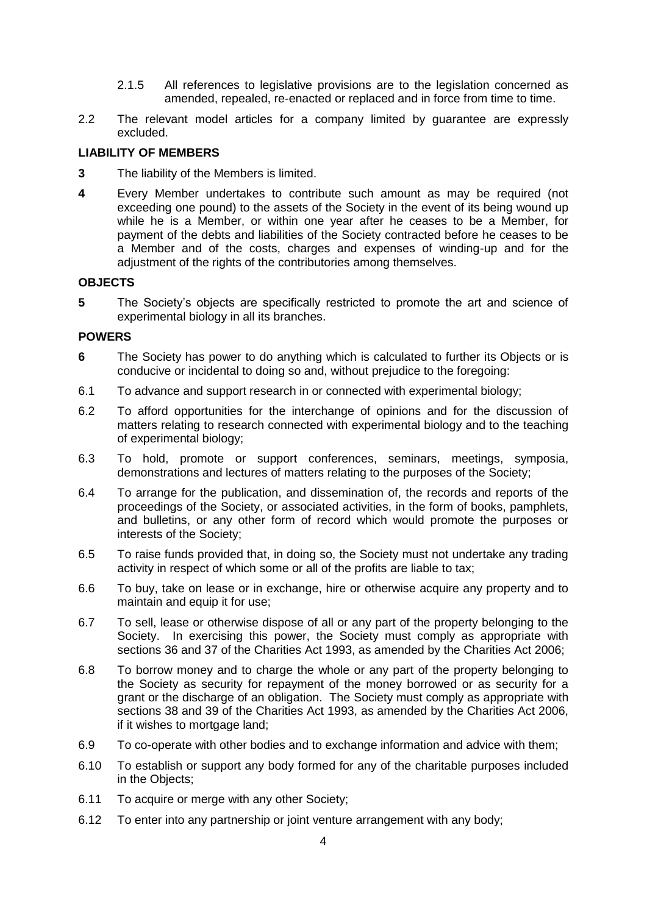2.1.5 All references to legislative provisions are to the legislation concerned as amended, repealed, re-enacted or replaced and in force from time to time.

2.2 The relevant model articles for a company limited by guarantee are expressly excluded.

**LIABILITY OF MEMBERS**

**3** The liability of the Members is limited.

**4** Every Member undertakes to contribute such amount as may be required (not exceeding one pound) to the assets of the Society in the event of its being wound up while he is a Member, or within one year after he ceases to be a Member, for payment of the debts and liabilities of the Society contracted before he ceases to be a Member and of the costs, charges and expenses of winding-up and for the adjustment of the rights of the contributories among themselves.

**OBJECTS**

**5** The Society's objects are specifically restricted to promote the art and science of experimental biology in all its branches.

**POWERS**

**6** The Society has power to do anything which is calculated to further its Objects or is conducive or incidental to doing so and, without prejudice to the foregoing:

6.1 To advance and support research in or connected with experimental biology;

6.2 To afford opportunities for the interchange of opinions and for the discussion of matters relating to research connected with experimental biology and to the teaching of experimental biology;

6.3 To hold, promote or support conferences, seminars, meetings, symposia, demonstrations and lectures of matters relating to the purposes of the Society;

6.4 To arrange for the publication, and dissemination of, the records and reports of the proceedings of the Society, or associated activities, in the form of books, pamphlets, and bulletins, or any other form of record which would promote the purposes or interests of the Society;

6.5 To raise funds provided that, in doing so, the Society must not undertake any trading activity in respect of which some or all of the profits are liable to tax;

6.6 To buy, take on lease or in exchange, hire or otherwise acquire any property and to maintain and equip it for use;

6.7 To sell, lease or otherwise dispose of all or any part of the property belonging to the Society. In exercising this power, the Society must comply as appropriate with sections 36 and 37 of the Charities Act 1993, as amended by the Charities Act 2006;

6.8 To borrow money and to charge the whole or any part of the property belonging to the Society as security for repayment of the money borrowed or as security for a grant or the discharge of an obligation. The Society must comply as appropriate with sections 38 and 39 of the Charities Act 1993, as amended by the Charities Act 2006, if it wishes to mortgage land;

6.9 To co-operate with other bodies and to exchange information and advice with them;

6.10 To establish or support any body formed for any of the charitable purposes included in the Objects;

6.11 To acquire or merge with any other Society;

6.12 To enter into any partnership or joint venture arrangement with any body;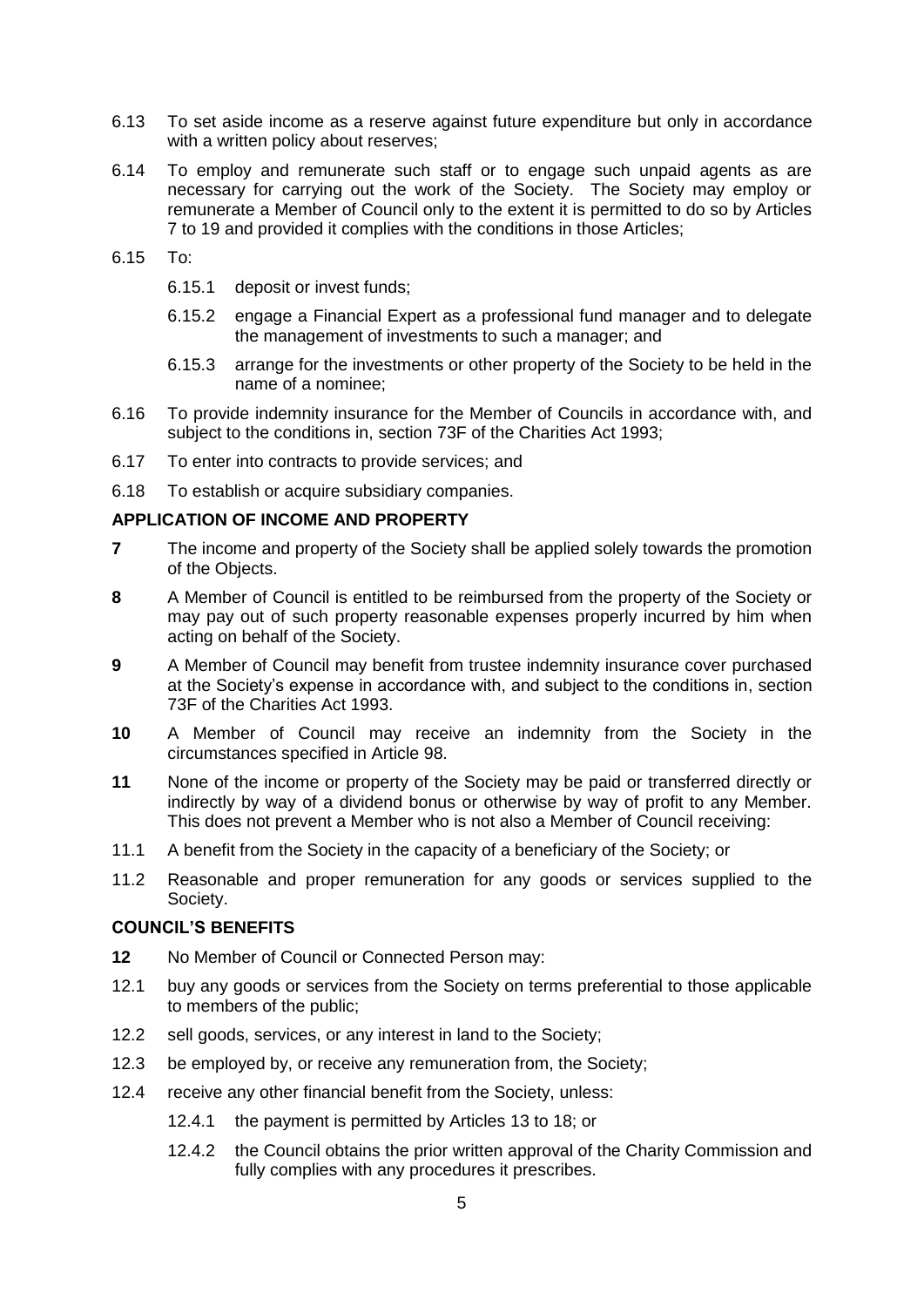6.13 To set aside income as a reserve against future expenditure but only in accordance with a written policy about reserves;

6.14 To employ and remunerate such staff or to engage such unpaid agents as are necessary for carrying out the work of the Society. The Society may employ or remunerate a Member of Council only to the extent it is permitted to do so by Articles 7 to 19 and provided it complies with the conditions in those Articles;

6.15 To:

6.15.1 deposit or invest funds;

6.15.2 engage a Financial Expert as a professional fund manager and to delegate the management of investments to such a manager; and

6.15.3 arrange for the investments or other property of the Society to be held in the name of a nominee;

6.16 To provide indemnity insurance for the Member of Councils in accordance with, and subject to the conditions in, section 73F of the Charities Act 1993;

6.17 To enter into contracts to provide services; and

6.18 To establish or acquire subsidiary companies.

## APPLICATION OF INCOME AND PROPERTY

**7** The income and property of the Society shall be applied solely towards the promotion of the Objects.

**8** A Member of Council is entitled to be reimbursed from the property of the Society or may pay out of such property reasonable expenses properly incurred by him when acting on behalf of the Society.

**9** A Member of Council may benefit from trustee indemnity insurance cover purchased at the Society's expense in accordance with, and subject to the conditions in, section 73F of the Charities Act 1993.

**10** A Member of Council may receive an indemnity from the Society in the circumstances specified in Article 98.

**11** None of the income or property of the Society may be paid or transferred directly or indirectly by way of a dividend bonus or otherwise by way of profit to any Member. This does not prevent a Member who is not also a Member of Council receiving:

11.1 A benefit from the Society in the capacity of a beneficiary of the Society; or

11.2 Reasonable and proper remuneration for any goods or services supplied to the Society.

## COUNCIL'S BENEFITS

**12** No Member of Council or Connected Person may:

12.1 buy any goods or services from the Society on terms preferential to those applicable to members of the public;

12.2 sell goods, services, or any interest in land to the Society;

12.3 be employed by, or receive any remuneration from, the Society;

12.4 receive any other financial benefit from the Society, unless:

12.4.1 the payment is permitted by Articles 13 to 18; or

12.4.2 the Council obtains the prior written approval of the Charity Commission and fully complies with any procedures it prescribes.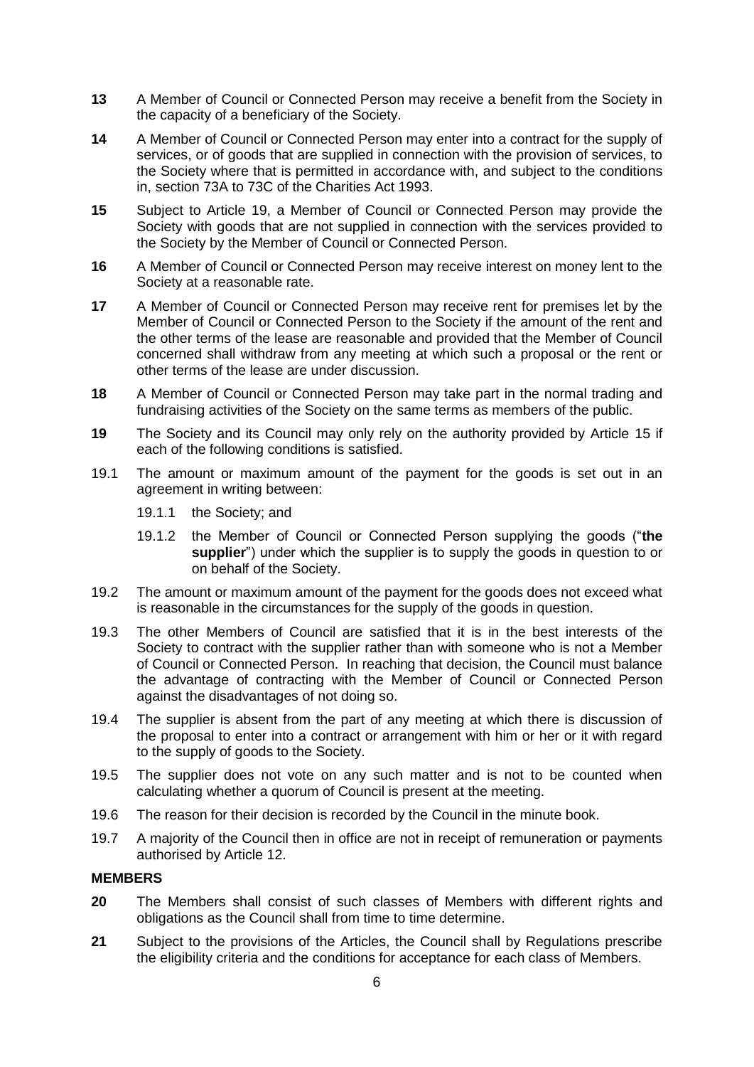**13** A Member of Council or Connected Person may receive a benefit from the Society in the capacity of a beneficiary of the Society.

**14** A Member of Council or Connected Person may enter into a contract for the supply of services, or of goods that are supplied in connection with the provision of services, to the Society where that is permitted in accordance with, and subject to the conditions in, section 73A to 73C of the Charities Act 1993.

**15** Subject to Article 19, a Member of Council or Connected Person may provide the Society with goods that are not supplied in connection with the services provided to the Society by the Member of Council or Connected Person.

**16** A Member of Council or Connected Person may receive interest on money lent to the Society at a reasonable rate.

**17** A Member of Council or Connected Person may receive rent for premises let by the Member of Council or Connected Person to the Society if the amount of the rent and the other terms of the lease are reasonable and provided that the Member of Council concerned shall withdraw from any meeting at which such a proposal or the rent or other terms of the lease are under discussion.

**18** A Member of Council or Connected Person may take part in the normal trading and fundraising activities of the Society on the same terms as members of the public.

**19** The Society and its Council may only rely on the authority provided by Article 15 if each of the following conditions is satisfied.

19.1 The amount or maximum amount of the payment for the goods is set out in an agreement in writing between:

19.1.1 the Society; and

19.1.2 the Member of Council or Connected Person supplying the goods ("**the supplier**") under which the supplier is to supply the goods in question to or on behalf of the Society.

19.2 The amount or maximum amount of the payment for the goods does not exceed what is reasonable in the circumstances for the supply of the goods in question.

19.3 The other Members of Council are satisfied that it is in the best interests of the Society to contract with the supplier rather than with someone who is not a Member of Council or Connected Person. In reaching that decision, the Council must balance the advantage of contracting with the Member of Council or Connected Person against the disadvantages of not doing so.

19.4 The supplier is absent from the part of any meeting at which there is discussion of the proposal to enter into a contract or arrangement with him or her or it with regard to the supply of goods to the Society.

19.5 The supplier does not vote on any such matter and is not to be counted when calculating whether a quorum of Council is present at the meeting.

19.6 The reason for their decision is recorded by the Council in the minute book.

19.7 A majority of the Council then in office are not in receipt of remuneration or payments authorised by Article 12.

**MEMBERS**

**20** The Members shall consist of such classes of Members with different rights and obligations as the Council shall from time to time determine.

**21** Subject to the provisions of the Articles, the Council shall by Regulations prescribe the eligibility criteria and the conditions for acceptance for each class of Members.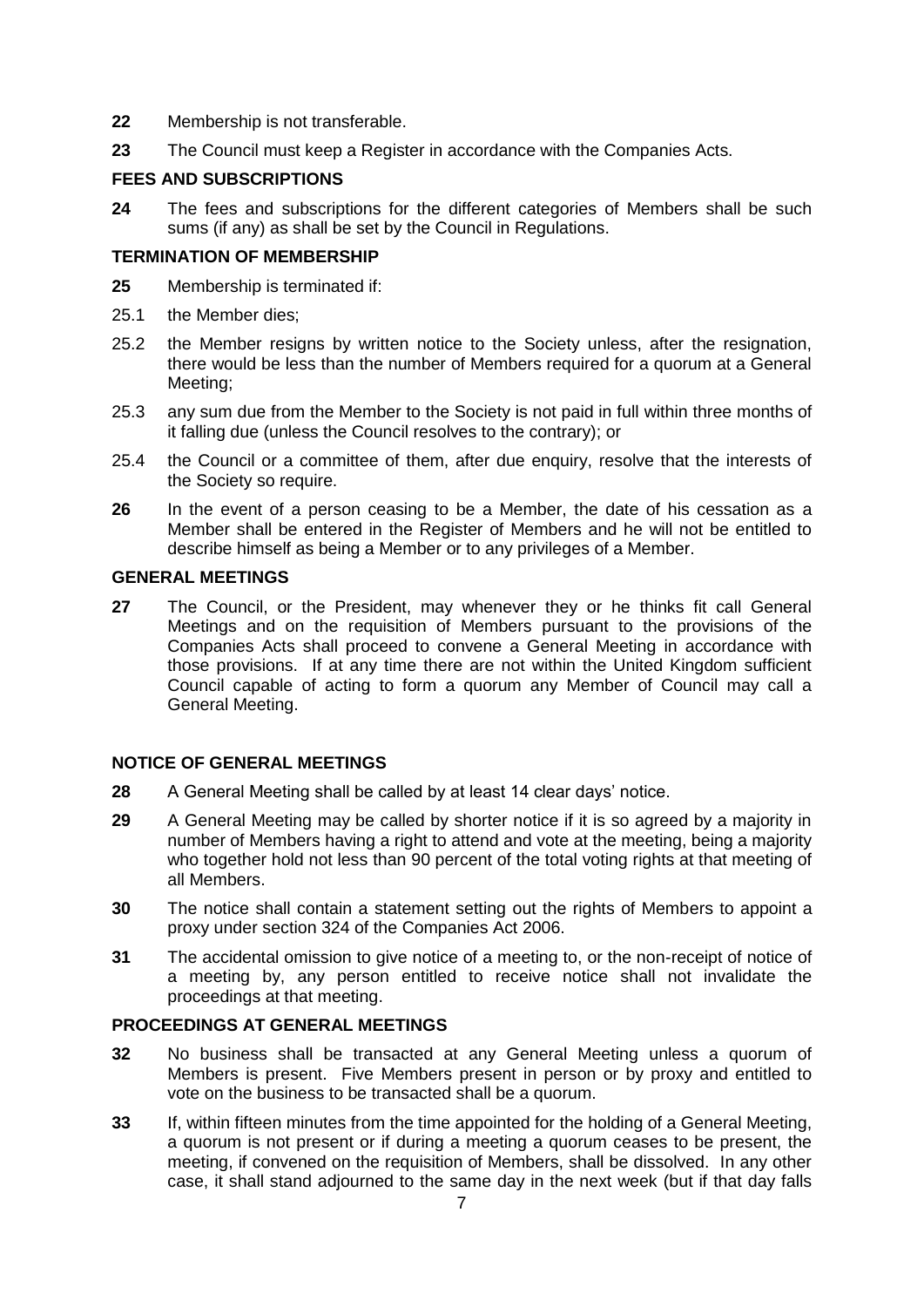**22** Membership is not transferable.

**23** The Council must keep a Register in accordance with the Companies Acts.

## FEES AND SUBSCRIPTIONS

**24** The fees and subscriptions for the different categories of Members shall be such sums (if any) as shall be set by the Council in Regulations.

## TERMINATION OF MEMBERSHIP

**25** Membership is terminated if:

25.1 the Member dies;

25.2 the Member resigns by written notice to the Society unless, after the resignation, there would be less than the number of Members required for a quorum at a General Meeting;

25.3 any sum due from the Member to the Society is not paid in full within three months of it falling due (unless the Council resolves to the contrary); or

25.4 the Council or a committee of them, after due enquiry, resolve that the interests of the Society so require.

**26** In the event of a person ceasing to be a Member, the date of his cessation as a Member shall be entered in the Register of Members and he will not be entitled to describe himself as being a Member or to any privileges of a Member.

## GENERAL MEETINGS

**27** The Council, or the President, may whenever they or he thinks fit call General Meetings and on the requisition of Members pursuant to the provisions of the Companies Acts shall proceed to convene a General Meeting in accordance with those provisions. If at any time there are not within the United Kingdom sufficient Council capable of acting to form a quorum any Member of Council may call a General Meeting.

## NOTICE OF GENERAL MEETINGS

**28** A General Meeting shall be called by at least 14 clear days' notice.

**29** A General Meeting may be called by shorter notice if it is so agreed by a majority in number of Members having a right to attend and vote at the meeting, being a majority who together hold not less than 90 percent of the total voting rights at that meeting of all Members.

**30** The notice shall contain a statement setting out the rights of Members to appoint a proxy under section 324 of the Companies Act 2006.

**31** The accidental omission to give notice of a meeting to, or the non-receipt of notice of a meeting by, any person entitled to receive notice shall not invalidate the proceedings at that meeting.

## PROCEEDINGS AT GENERAL MEETINGS

**32** No business shall be transacted at any General Meeting unless a quorum of Members is present. Five Members present in person or by proxy and entitled to vote on the business to be transacted shall be a quorum.

**33** If, within fifteen minutes from the time appointed for the holding of a General Meeting, a quorum is not present or if during a meeting a quorum ceases to be present, the meeting, if convened on the requisition of Members, shall be dissolved. In any other case, it shall stand adjourned to the same day in the next week (but if that day falls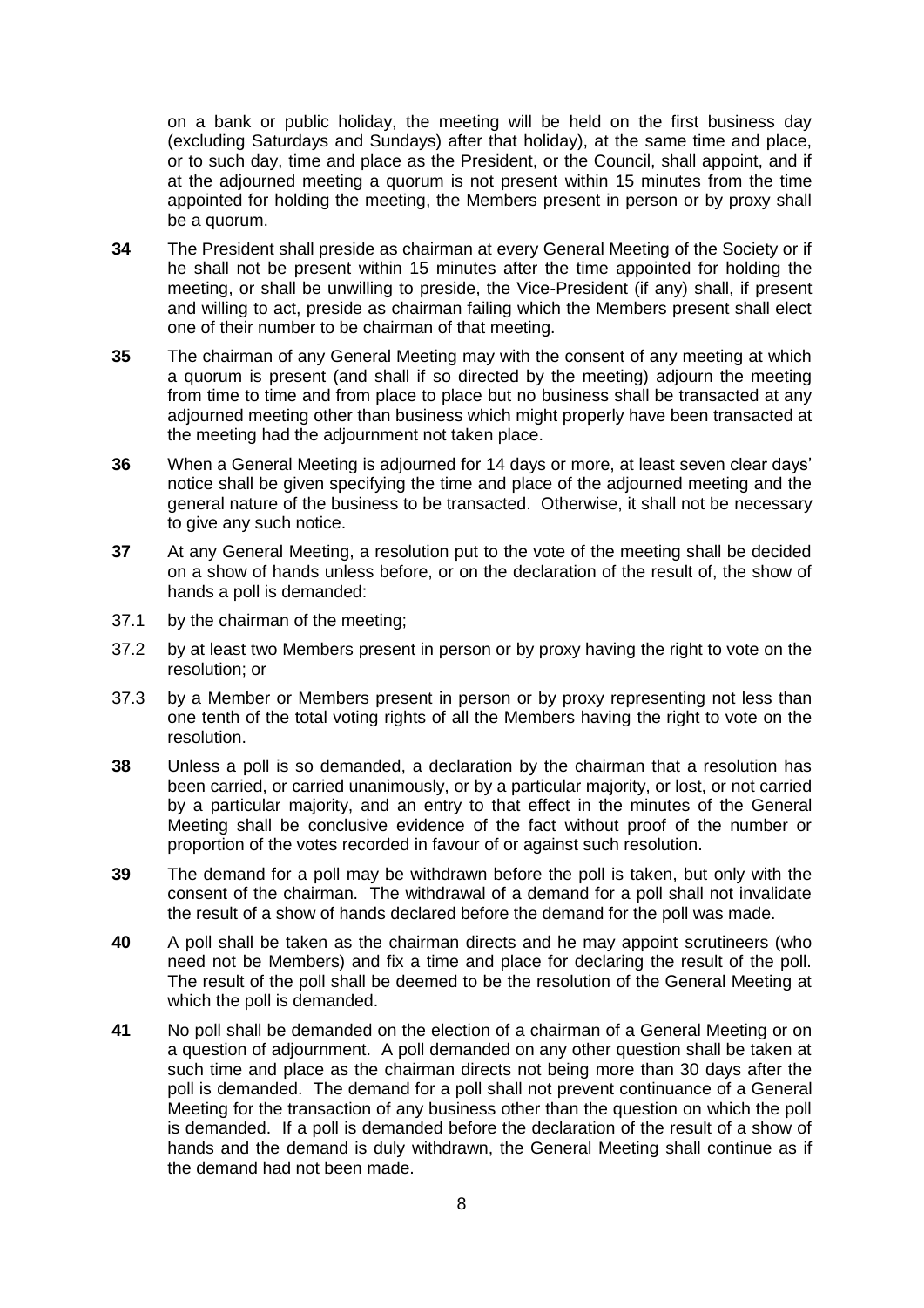on a bank or public holiday, the meeting will be held on the first business day (excluding Saturdays and Sundays) after that holiday), at the same time and place, or to such day, time and place as the President, or the Council, shall appoint, and if at the adjourned meeting a quorum is not present within 15 minutes from the time appointed for holding the meeting, the Members present in person or by proxy shall be a quorum.

**34** The President shall preside as chairman at every General Meeting of the Society or if he shall not be present within 15 minutes after the time appointed for holding the meeting, or shall be unwilling to preside, the Vice-President (if any) shall, if present and willing to act, preside as chairman failing which the Members present shall elect one of their number to be chairman of that meeting.

**35** The chairman of any General Meeting may with the consent of any meeting at which a quorum is present (and shall if so directed by the meeting) adjourn the meeting from time to time and from place to place but no business shall be transacted at any adjourned meeting other than business which might properly have been transacted at the meeting had the adjournment not taken place.

**36** When a General Meeting is adjourned for 14 days or more, at least seven clear days' notice shall be given specifying the time and place of the adjourned meeting and the general nature of the business to be transacted. Otherwise, it shall not be necessary to give any such notice.

**37** At any General Meeting, a resolution put to the vote of the meeting shall be decided on a show of hands unless before, or on the declaration of the result of, the show of hands a poll is demanded:

37.1 by the chairman of the meeting;

37.2 by at least two Members present in person or by proxy having the right to vote on the resolution; or

37.3 by a Member or Members present in person or by proxy representing not less than one tenth of the total voting rights of all the Members having the right to vote on the resolution.

**38** Unless a poll is so demanded, a declaration by the chairman that a resolution has been carried, or carried unanimously, or by a particular majority, or lost, or not carried by a particular majority, and an entry to that effect in the minutes of the General Meeting shall be conclusive evidence of the fact without proof of the number or proportion of the votes recorded in favour of or against such resolution.

**39** The demand for a poll may be withdrawn before the poll is taken, but only with the consent of the chairman. The withdrawal of a demand for a poll shall not invalidate the result of a show of hands declared before the demand for the poll was made.

**40** A poll shall be taken as the chairman directs and he may appoint scrutineers (who need not be Members) and fix a time and place for declaring the result of the poll. The result of the poll shall be deemed to be the resolution of the General Meeting at which the poll is demanded.

**41** No poll shall be demanded on the election of a chairman of a General Meeting or on a question of adjournment. A poll demanded on any other question shall be taken at such time and place as the chairman directs not being more than 30 days after the poll is demanded. The demand for a poll shall not prevent continuance of a General Meeting for the transaction of any business other than the question on which the poll is demanded. If a poll is demanded before the declaration of the result of a show of hands and the demand is duly withdrawn, the General Meeting shall continue as if the demand had not been made.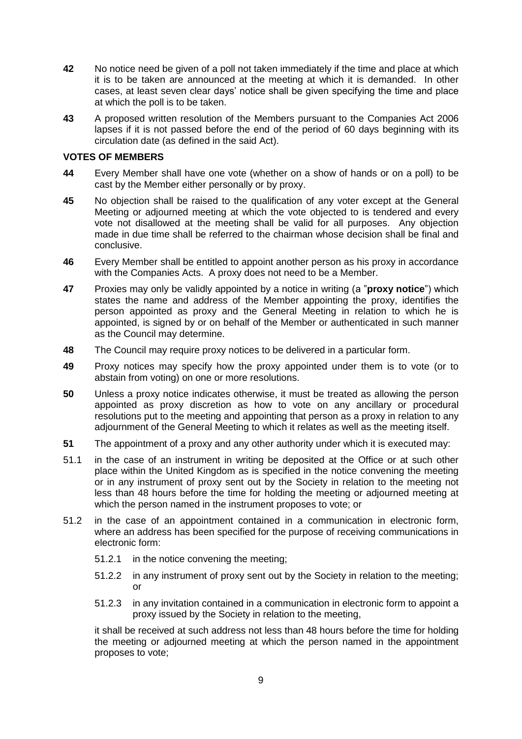**42** No notice need be given of a poll not taken immediately if the time and place at which it is to be taken are announced at the meeting at which it is demanded. In other cases, at least seven clear days' notice shall be given specifying the time and place at which the poll is to be taken.

**43** A proposed written resolution of the Members pursuant to the Companies Act 2006 lapses if it is not passed before the end of the period of 60 days beginning with its circulation date (as defined in the said Act).

**VOTES OF MEMBERS**

**44** Every Member shall have one vote (whether on a show of hands or on a poll) to be cast by the Member either personally or by proxy.

**45** No objection shall be raised to the qualification of any voter except at the General Meeting or adjourned meeting at which the vote objected to is tendered and every vote not disallowed at the meeting shall be valid for all purposes. Any objection made in due time shall be referred to the chairman whose decision shall be final and conclusive.

**46** Every Member shall be entitled to appoint another person as his proxy in accordance with the Companies Acts. A proxy does not need to be a Member.

**47** Proxies may only be validly appointed by a notice in writing (a "**proxy notice**") which states the name and address of the Member appointing the proxy, identifies the person appointed as proxy and the General Meeting in relation to which he is appointed, is signed by or on behalf of the Member or authenticated in such manner as the Council may determine.

**48** The Council may require proxy notices to be delivered in a particular form.

**49** Proxy notices may specify how the proxy appointed under them is to vote (or to abstain from voting) on one or more resolutions.

**50** Unless a proxy notice indicates otherwise, it must be treated as allowing the person appointed as proxy discretion as how to vote on any ancillary or procedural resolutions put to the meeting and appointing that person as a proxy in relation to any adjournment of the General Meeting to which it relates as well as the meeting itself.

**51** The appointment of a proxy and any other authority under which it is executed may:

51.1 in the case of an instrument in writing be deposited at the Office or at such other place within the United Kingdom as is specified in the notice convening the meeting or in any instrument of proxy sent out by the Society in relation to the meeting not less than 48 hours before the time for holding the meeting or adjourned meeting at which the person named in the instrument proposes to vote; or

51.2 in the case of an appointment contained in a communication in electronic form, where an address has been specified for the purpose of receiving communications in electronic form:

- 51.2.1 in the notice convening the meeting;
- 51.2.2 in any instrument of proxy sent out by the Society in relation to the meeting; or
- 51.2.3 in any invitation contained in a communication in electronic form to appoint a proxy issued by the Society in relation to the meeting,

it shall be received at such address not less than 48 hours before the time for holding the meeting or adjourned meeting at which the person named in the appointment proposes to vote;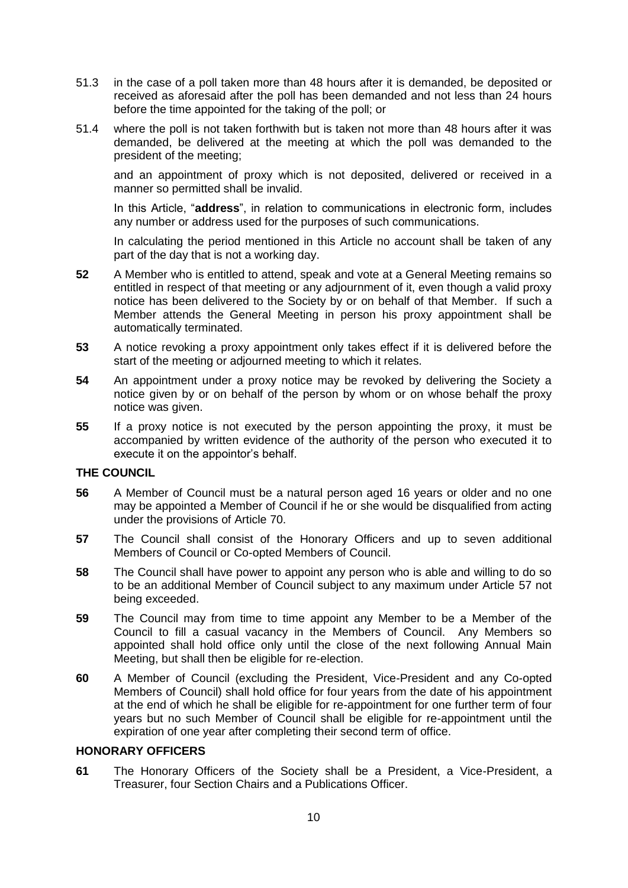51.3 in the case of a poll taken more than 48 hours after it is demanded, be deposited or received as aforesaid after the poll has been demanded and not less than 24 hours before the time appointed for the taking of the poll; or

51.4 where the poll is not taken forthwith but is taken not more than 48 hours after it was demanded, be delivered at the meeting at which the poll was demanded to the president of the meeting;

and an appointment of proxy which is not deposited, delivered or received in a manner so permitted shall be invalid.

In this Article, "**address**", in relation to communications in electronic form, includes any number or address used for the purposes of such communications.

In calculating the period mentioned in this Article no account shall be taken of any part of the day that is not a working day.

**52** A Member who is entitled to attend, speak and vote at a General Meeting remains so entitled in respect of that meeting or any adjournment of it, even though a valid proxy notice has been delivered to the Society by or on behalf of that Member. If such a Member attends the General Meeting in person his proxy appointment shall be automatically terminated.

**53** A notice revoking a proxy appointment only takes effect if it is delivered before the start of the meeting or adjourned meeting to which it relates.

**54** An appointment under a proxy notice may be revoked by delivering the Society a notice given by or on behalf of the person by whom or on whose behalf the proxy notice was given.

**55** If a proxy notice is not executed by the person appointing the proxy, it must be accompanied by written evidence of the authority of the person who executed it to execute it on the appointor's behalf.

## THE COUNCIL

**56** A Member of Council must be a natural person aged 16 years or older and no one may be appointed a Member of Council if he or she would be disqualified from acting under the provisions of Article 70.

**57** The Council shall consist of the Honorary Officers and up to seven additional Members of Council or Co-opted Members of Council.

**58** The Council shall have power to appoint any person who is able and willing to do so to be an additional Member of Council subject to any maximum under Article 57 not being exceeded.

**59** The Council may from time to time appoint any Member to be a Member of the Council to fill a casual vacancy in the Members of Council. Any Members so appointed shall hold office only until the close of the next following Annual Main Meeting, but shall then be eligible for re-election.

**60** A Member of Council (excluding the President, Vice-President and any Co-opted Members of Council) shall hold office for four years from the date of his appointment at the end of which he shall be eligible for re-appointment for one further term of four years but no such Member of Council shall be eligible for re-appointment until the expiration of one year after completing their second term of office.

## HONORARY OFFICERS

**61** The Honorary Officers of the Society shall be a President, a Vice-President, a Treasurer, four Section Chairs and a Publications Officer.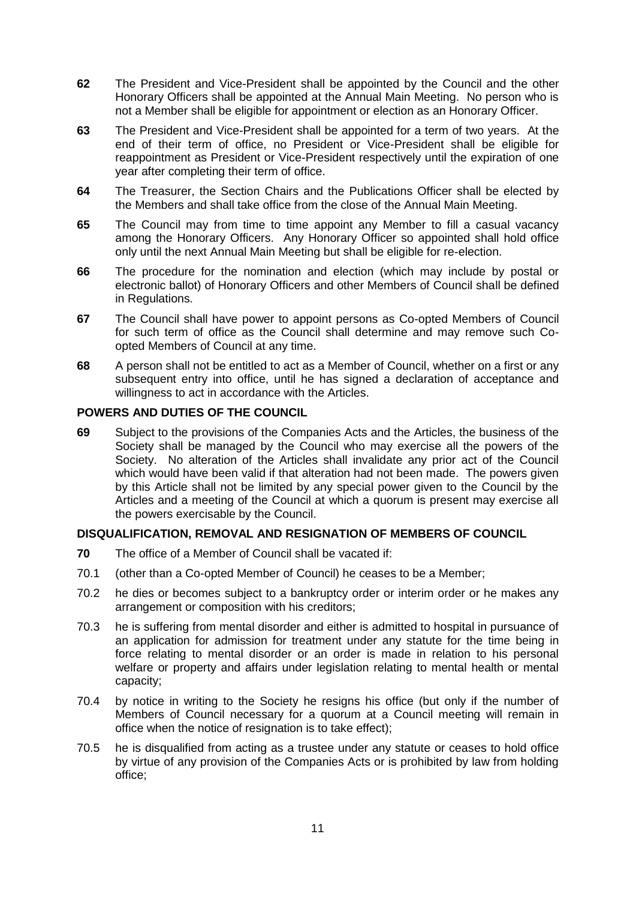**62** The President and Vice-President shall be appointed by the Council and the other Honorary Officers shall be appointed at the Annual Main Meeting. No person who is not a Member shall be eligible for appointment or election as an Honorary Officer.

**63** The President and Vice-President shall be appointed for a term of two years. At the end of their term of office, no President or Vice-President shall be eligible for reappointment as President or Vice-President respectively until the expiration of one year after completing their term of office.

**64** The Treasurer, the Section Chairs and the Publications Officer shall be elected by the Members and shall take office from the close of the Annual Main Meeting.

**65** The Council may from time to time appoint any Member to fill a casual vacancy among the Honorary Officers. Any Honorary Officer so appointed shall hold office only until the next Annual Main Meeting but shall be eligible for re-election.

**66** The procedure for the nomination and election (which may include by postal or electronic ballot) of Honorary Officers and other Members of Council shall be defined in Regulations.

**67** The Council shall have power to appoint persons as Co-opted Members of Council for such term of office as the Council shall determine and may remove such Co-opted Members of Council at any time.

**68** A person shall not be entitled to act as a Member of Council, whether on a first or any subsequent entry into office, until he has signed a declaration of acceptance and willingness to act in accordance with the Articles.

### POWERS AND DUTIES OF THE COUNCIL

**69** Subject to the provisions of the Companies Acts and the Articles, the business of the Society shall be managed by the Council who may exercise all the powers of the Society. No alteration of the Articles shall invalidate any prior act of the Council which would have been valid if that alteration had not been made. The powers given by this Article shall not be limited by any special power given to the Council by the Articles and a meeting of the Council at which a quorum is present may exercise all the powers exercisable by the Council.

### DISQUALIFICATION, REMOVAL AND RESIGNATION OF MEMBERS OF COUNCIL

**70** The office of a Member of Council shall be vacated if:

70.1 (other than a Co-opted Member of Council) he ceases to be a Member;

70.2 he dies or becomes subject to a bankruptcy order or interim order or he makes any arrangement or composition with his creditors;

70.3 he is suffering from mental disorder and either is admitted to hospital in pursuance of an application for admission for treatment under any statute for the time being in force relating to mental disorder or an order is made in relation to his personal welfare or property and affairs under legislation relating to mental health or mental capacity;

70.4 by notice in writing to the Society he resigns his office (but only if the number of Members of Council necessary for a quorum at a Council meeting will remain in office when the notice of resignation is to take effect);

70.5 he is disqualified from acting as a trustee under any statute or ceases to hold office by virtue of any provision of the Companies Acts or is prohibited by law from holding office;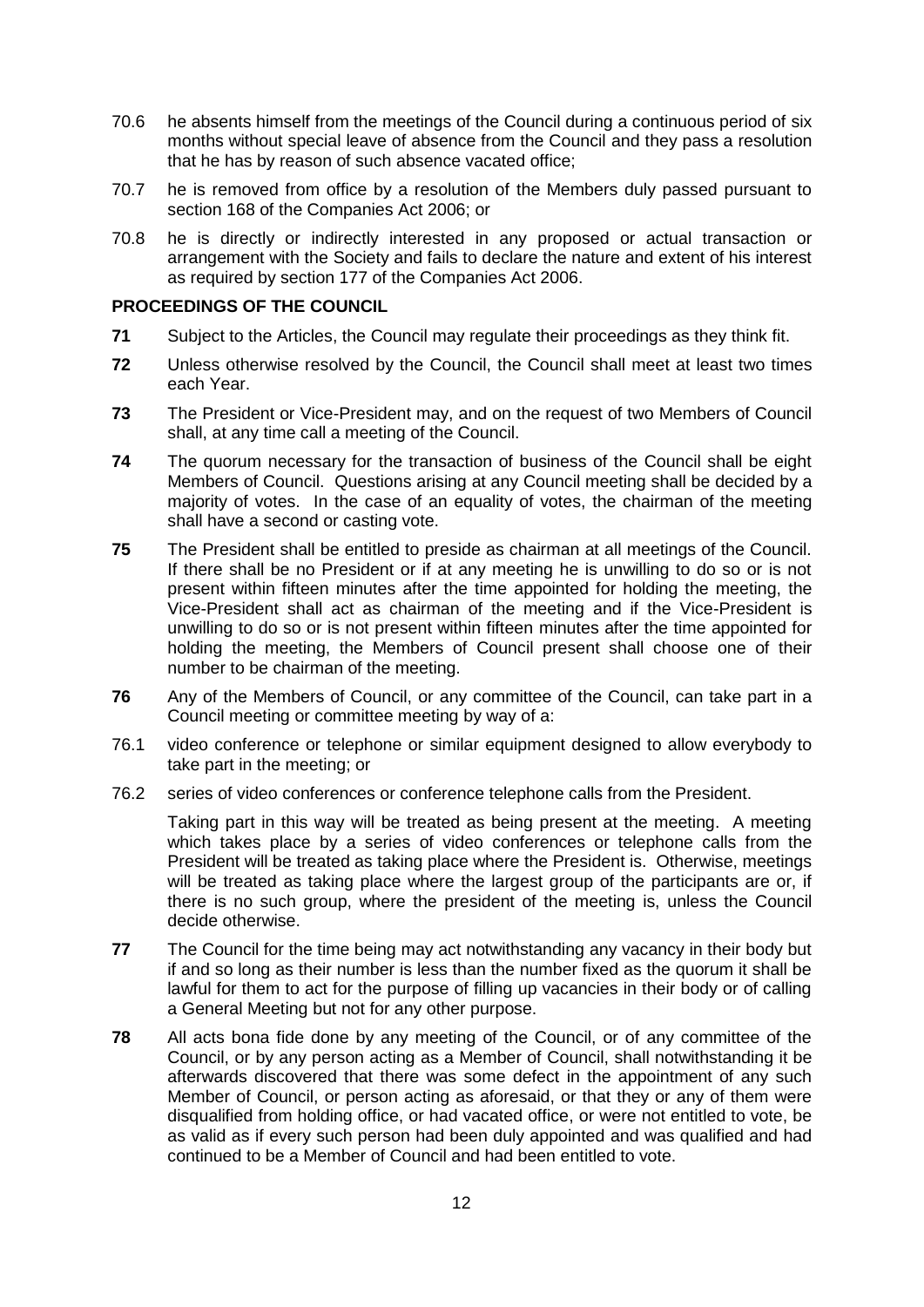70.6 he absents himself from the meetings of the Council during a continuous period of six months without special leave of absence from the Council and they pass a resolution that he has by reason of such absence vacated office;

70.7 he is removed from office by a resolution of the Members duly passed pursuant to section 168 of the Companies Act 2006; or

70.8 he is directly or indirectly interested in any proposed or actual transaction or arrangement with the Society and fails to declare the nature and extent of his interest as required by section 177 of the Companies Act 2006.

**PROCEEDINGS OF THE COUNCIL**

**71** Subject to the Articles, the Council may regulate their proceedings as they think fit.

**72** Unless otherwise resolved by the Council, the Council shall meet at least two times each Year.

**73** The President or Vice-President may, and on the request of two Members of Council shall, at any time call a meeting of the Council.

**74** The quorum necessary for the transaction of business of the Council shall be eight Members of Council. Questions arising at any Council meeting shall be decided by a majority of votes. In the case of an equality of votes, the chairman of the meeting shall have a second or casting vote.

**75** The President shall be entitled to preside as chairman at all meetings of the Council. If there shall be no President or if at any meeting he is unwilling to do so or is not present within fifteen minutes after the time appointed for holding the meeting, the Vice-President shall act as chairman of the meeting and if the Vice-President is unwilling to do so or is not present within fifteen minutes after the time appointed for holding the meeting, the Members of Council present shall choose one of their number to be chairman of the meeting.

**76** Any of the Members of Council, or any committee of the Council, can take part in a Council meeting or committee meeting by way of a:

76.1 video conference or telephone or similar equipment designed to allow everybody to take part in the meeting; or

76.2 series of video conferences or conference telephone calls from the President.

Taking part in this way will be treated as being present at the meeting. A meeting which takes place by a series of video conferences or telephone calls from the President will be treated as taking place where the President is. Otherwise, meetings will be treated as taking place where the largest group of the participants are or, if there is no such group, where the president of the meeting is, unless the Council decide otherwise.

**77** The Council for the time being may act notwithstanding any vacancy in their body but if and so long as their number is less than the number fixed as the quorum it shall be lawful for them to act for the purpose of filling up vacancies in their body or of calling a General Meeting but not for any other purpose.

**78** All acts bona fide done by any meeting of the Council, or of any committee of the Council, or by any person acting as a Member of Council, shall notwithstanding it be afterwards discovered that there was some defect in the appointment of any such Member of Council, or person acting as aforesaid, or that they or any of them were disqualified from holding office, or had vacated office, or were not entitled to vote, be as valid as if every such person had been duly appointed and was qualified and had continued to be a Member of Council and had been entitled to vote.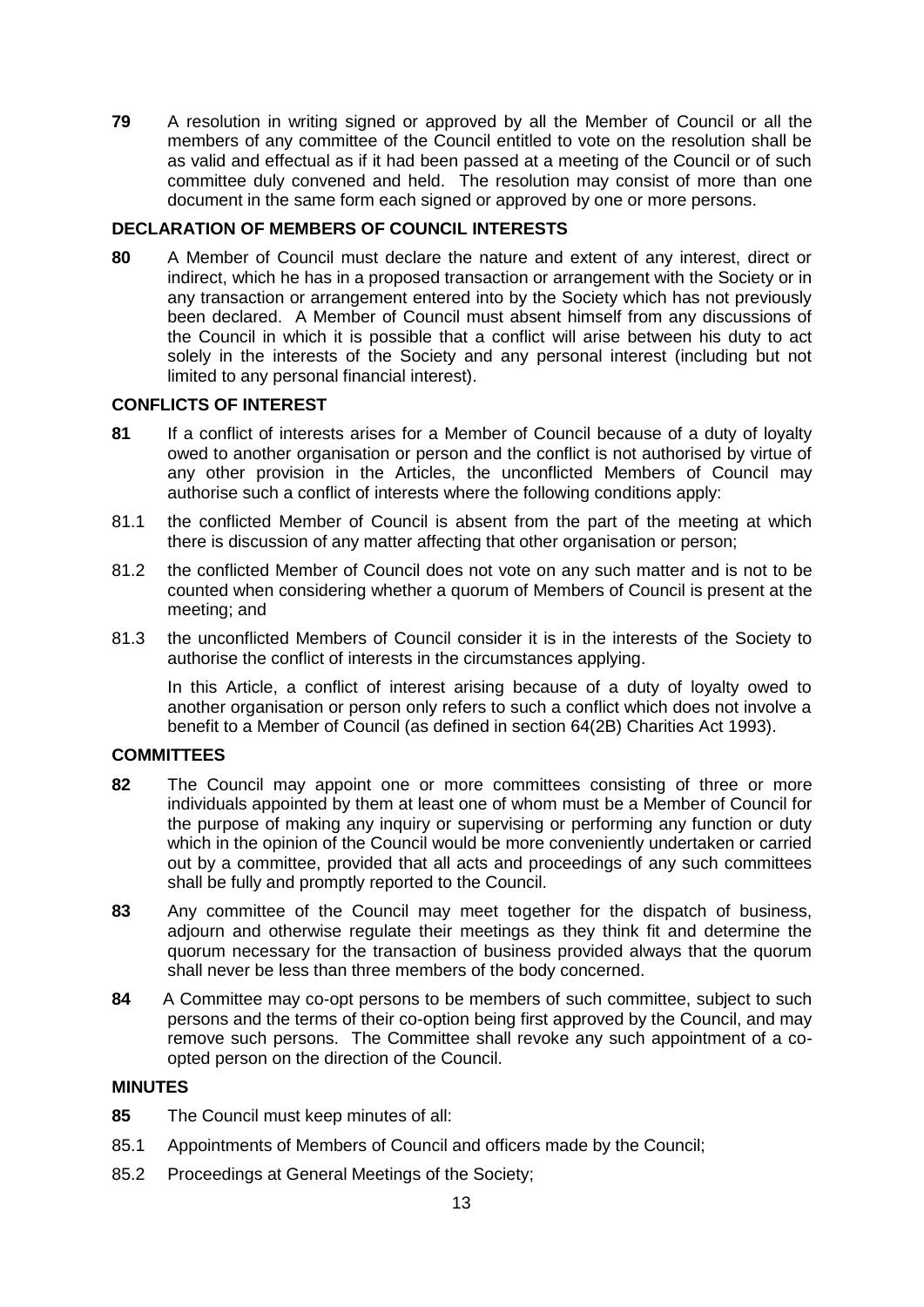**79** A resolution in writing signed or approved by all the Member of Council or all the members of any committee of the Council entitled to vote on the resolution shall be as valid and effectual as if it had been passed at a meeting of the Council or of such committee duly convened and held. The resolution may consist of more than one document in the same form each signed or approved by one or more persons.

## DECLARATION OF MEMBERS OF COUNCIL INTERESTS

**80** A Member of Council must declare the nature and extent of any interest, direct or indirect, which he has in a proposed transaction or arrangement with the Society or in any transaction or arrangement entered into by the Society which has not previously been declared. A Member of Council must absent himself from any discussions of the Council in which it is possible that a conflict will arise between his duty to act solely in the interests of the Society and any personal interest (including but not limited to any personal financial interest).

## CONFLICTS OF INTEREST

**81** If a conflict of interests arises for a Member of Council because of a duty of loyalty owed to another organisation or person and the conflict is not authorised by virtue of any other provision in the Articles, the unconflicted Members of Council may authorise such a conflict of interests where the following conditions apply:

81.1 the conflicted Member of Council is absent from the part of the meeting at which there is discussion of any matter affecting that other organisation or person;

81.2 the conflicted Member of Council does not vote on any such matter and is not to be counted when considering whether a quorum of Members of Council is present at the meeting; and

81.3 the unconflicted Members of Council consider it is in the interests of the Society to authorise the conflict of interests in the circumstances applying.

In this Article, a conflict of interest arising because of a duty of loyalty owed to another organisation or person only refers to such a conflict which does not involve a benefit to a Member of Council (as defined in section 64(2B) Charities Act 1993).

## COMMITTEES

**82** The Council may appoint one or more committees consisting of three or more individuals appointed by them at least one of whom must be a Member of Council for the purpose of making any inquiry or supervising or performing any function or duty which in the opinion of the Council would be more conveniently undertaken or carried out by a committee, provided that all acts and proceedings of any such committees shall be fully and promptly reported to the Council.

**83** Any committee of the Council may meet together for the dispatch of business, adjourn and otherwise regulate their meetings as they think fit and determine the quorum necessary for the transaction of business provided always that the quorum shall never be less than three members of the body concerned.

**84** A Committee may co-opt persons to be members of such committee, subject to such persons and the terms of their co-option being first approved by the Council, and may remove such persons. The Committee shall revoke any such appointment of a co-opted person on the direction of the Council.

## MINUTES

**85** The Council must keep minutes of all:

85.1 Appointments of Members of Council and officers made by the Council;

85.2 Proceedings at General Meetings of the Society;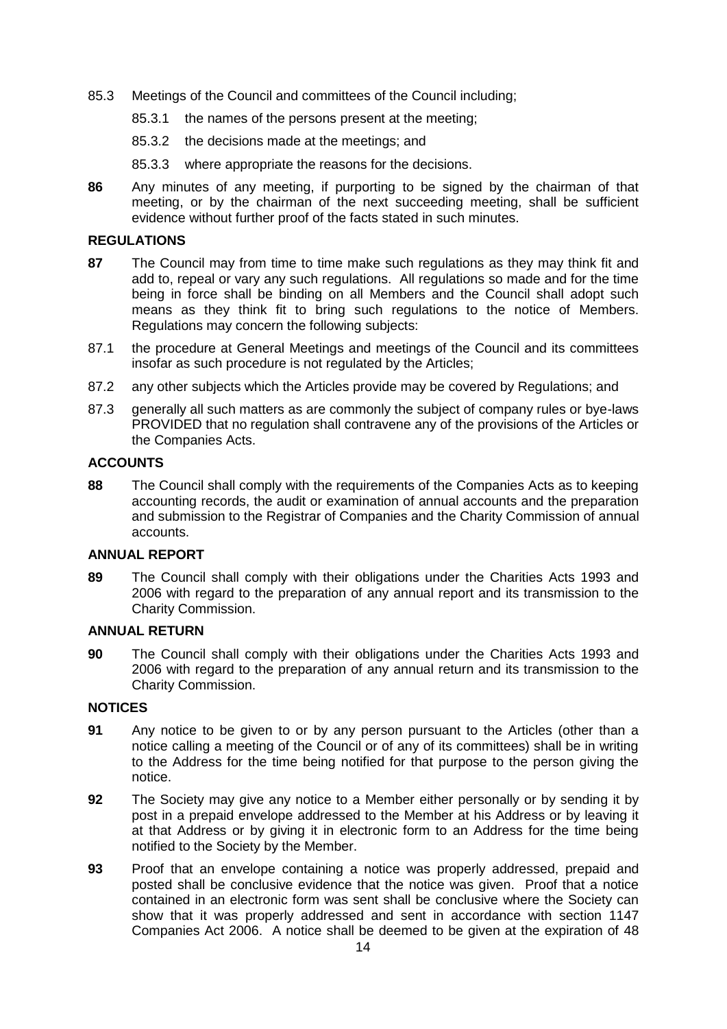85.3 Meetings of the Council and committees of the Council including;

85.3.1 the names of the persons present at the meeting;

85.3.2 the decisions made at the meetings; and

85.3.3 where appropriate the reasons for the decisions.

**86** Any minutes of any meeting, if purporting to be signed by the chairman of that meeting, or by the chairman of the next succeeding meeting, shall be sufficient evidence without further proof of the facts stated in such minutes.

### REGULATIONS

**87** The Council may from time to time make such regulations as they may think fit and add to, repeal or vary any such regulations. All regulations so made and for the time being in force shall be binding on all Members and the Council shall adopt such means as they think fit to bring such regulations to the notice of Members. Regulations may concern the following subjects:

87.1 the procedure at General Meetings and meetings of the Council and its committees insofar as such procedure is not regulated by the Articles;

87.2 any other subjects which the Articles provide may be covered by Regulations; and

87.3 generally all such matters as are commonly the subject of company rules or bye-laws PROVIDED that no regulation shall contravene any of the provisions of the Articles or the Companies Acts.

### ACCOUNTS

**88** The Council shall comply with the requirements of the Companies Acts as to keeping accounting records, the audit or examination of annual accounts and the preparation and submission to the Registrar of Companies and the Charity Commission of annual accounts.

### ANNUAL REPORT

**89** The Council shall comply with their obligations under the Charities Acts 1993 and 2006 with regard to the preparation of any annual report and its transmission to the Charity Commission.

### ANNUAL RETURN

**90** The Council shall comply with their obligations under the Charities Acts 1993 and 2006 with regard to the preparation of any annual return and its transmission to the Charity Commission.

### NOTICES

**91** Any notice to be given to or by any person pursuant to the Articles (other than a notice calling a meeting of the Council or of any of its committees) shall be in writing to the Address for the time being notified for that purpose to the person giving the notice.

**92** The Society may give any notice to a Member either personally or by sending it by post in a prepaid envelope addressed to the Member at his Address or by leaving it at that Address or by giving it in electronic form to an Address for the time being notified to the Society by the Member.

**93** Proof that an envelope containing a notice was properly addressed, prepaid and posted shall be conclusive evidence that the notice was given. Proof that a notice contained in an electronic form was sent shall be conclusive where the Society can show that it was properly addressed and sent in accordance with section 1147 Companies Act 2006. A notice shall be deemed to be given at the expiration of 48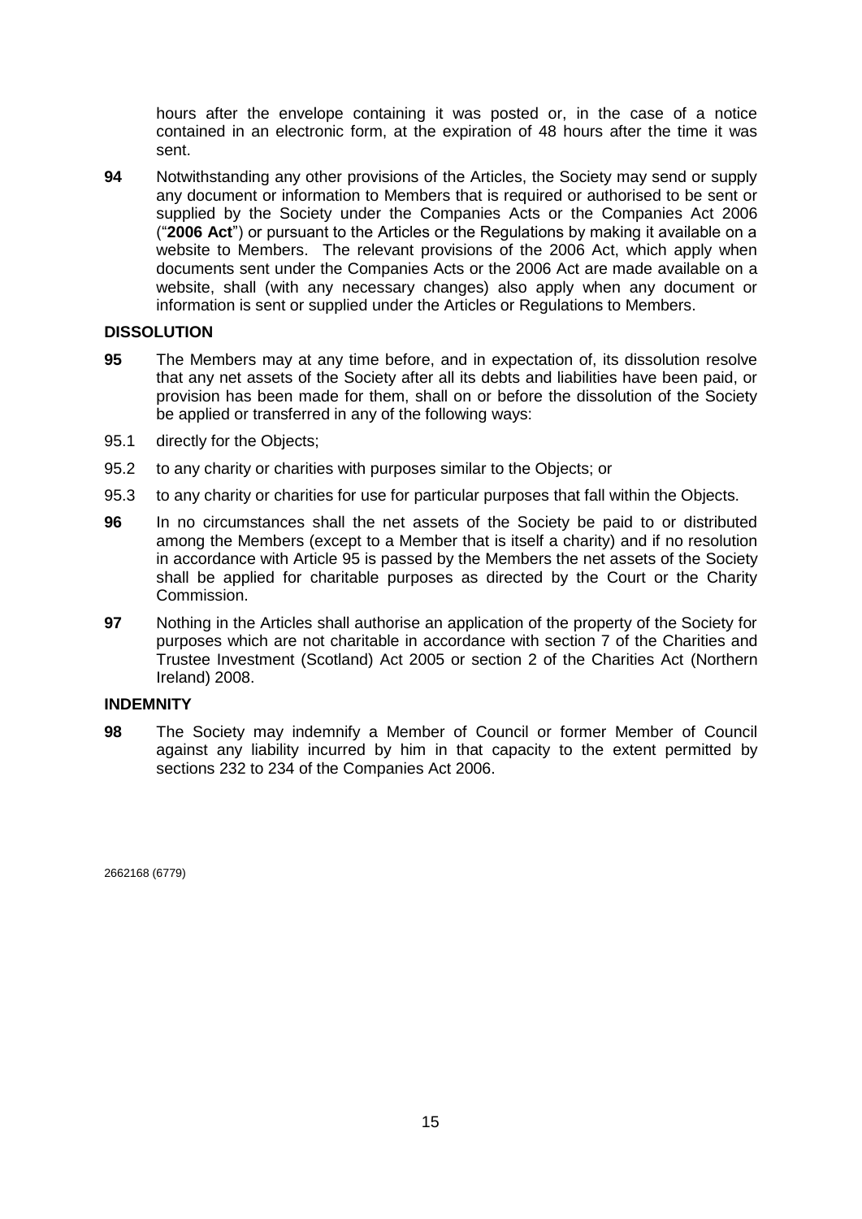hours after the envelope containing it was posted or, in the case of a notice contained in an electronic form, at the expiration of 48 hours after the time it was sent.

**94** Notwithstanding any other provisions of the Articles, the Society may send or supply any document or information to Members that is required or authorised to be sent or supplied by the Society under the Companies Acts or the Companies Act 2006 ("**2006 Act**") or pursuant to the Articles or the Regulations by making it available on a website to Members. The relevant provisions of the 2006 Act, which apply when documents sent under the Companies Acts or the 2006 Act are made available on a website, shall (with any necessary changes) also apply when any document or information is sent or supplied under the Articles or Regulations to Members.

## DISSOLUTION

**95** The Members may at any time before, and in expectation of, its dissolution resolve that any net assets of the Society after all its debts and liabilities have been paid, or provision has been made for them, shall on or before the dissolution of the Society be applied or transferred in any of the following ways:

95.1 directly for the Objects;

95.2 to any charity or charities with purposes similar to the Objects; or

95.3 to any charity or charities for use for particular purposes that fall within the Objects.

**96** In no circumstances shall the net assets of the Society be paid to or distributed among the Members (except to a Member that is itself a charity) and if no resolution in accordance with Article 95 is passed by the Members the net assets of the Society shall be applied for charitable purposes as directed by the Court or the Charity Commission.

**97** Nothing in the Articles shall authorise an application of the property of the Society for purposes which are not charitable in accordance with section 7 of the Charities and Trustee Investment (Scotland) Act 2005 or section 2 of the Charities Act (Northern Ireland) 2008.

## INDEMNITY

**98** The Society may indemnify a Member of Council or former Member of Council against any liability incurred by him in that capacity to the extent permitted by sections 232 to 234 of the Companies Act 2006.

2662168 (6779)